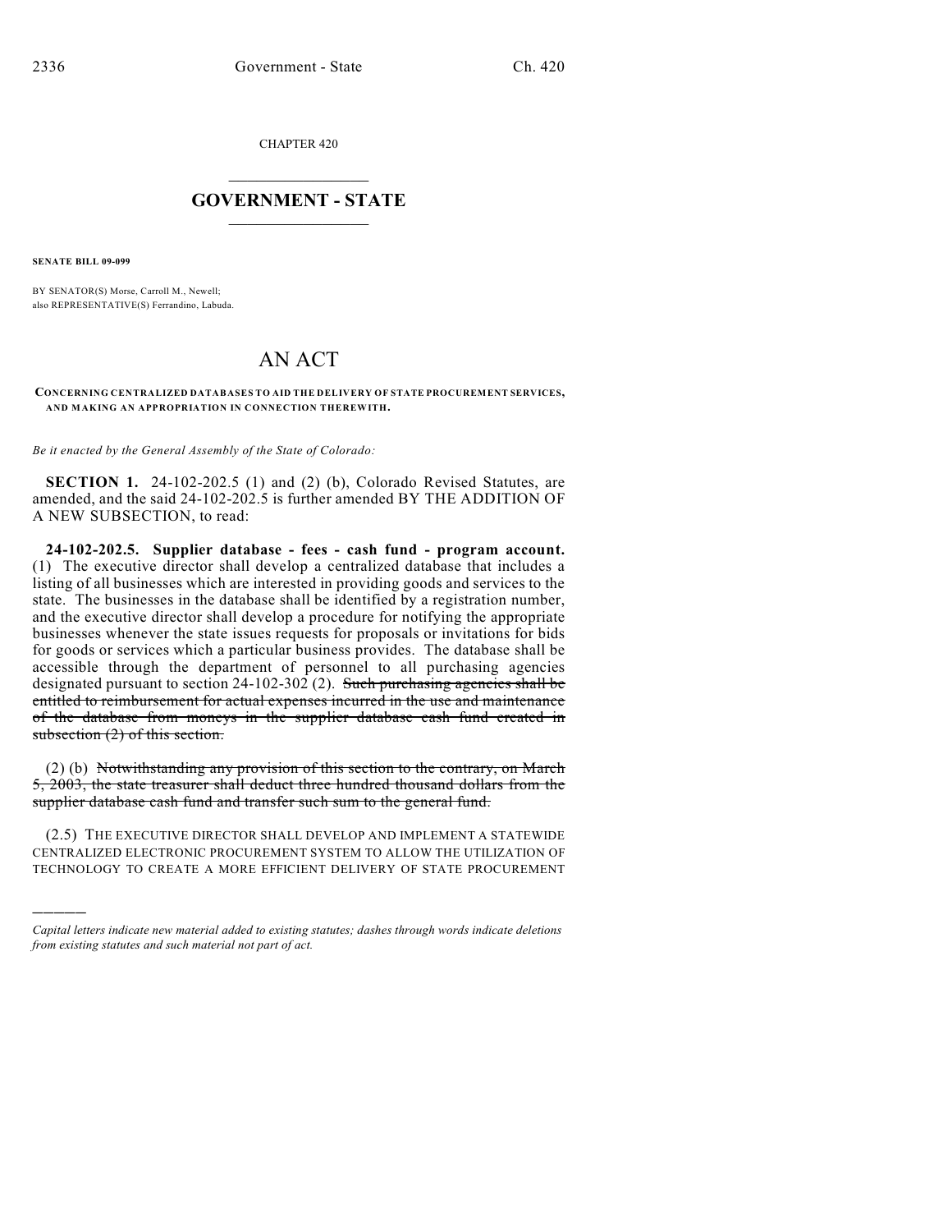CHAPTER 420

# GOVERNMENT - STATE

**SENATE BILL 09-099**

BY SENATOR(S) Morse, Carroll M., Newell;
also REPRESENTATIVE(S) Ferrandino, Labuda.

# AN ACT

**CONCERNING CENTRALIZED DATABASES TO AID THE DELIVERY OF STATE PROCUREMENT SERVICES, AND MAKING AN APPROPRIATION IN CONNECTION THEREWITH.**

*Be it enacted by the General Assembly of the State of Colorado:*

**SECTION 1.** 24-102-202.5 (1) and (2) (b), Colorado Revised Statutes, are amended, and the said 24-102-202.5 is further amended BY THE ADDITION OF A NEW SUBSECTION, to read:

**24-102-202.5. Supplier database - fees - cash fund - program account.** (1) The executive director shall develop a centralized database that includes a listing of all businesses which are interested in providing goods and services to the state. The businesses in the database shall be identified by a registration number, and the executive director shall develop a procedure for notifying the appropriate businesses whenever the state issues requests for proposals or invitations for bids for goods or services which a particular business provides. The database shall be accessible through the department of personnel to all purchasing agencies designated pursuant to section 24-102-302 (2). ~~Such purchasing agencies shall be entitled to reimbursement for actual expenses incurred in the use and maintenance of the database from moneys in the supplier database cash fund created in subsection (2) of this section.~~

(2) (b) ~~Notwithstanding any provision of this section to the contrary, on March 5, 2003, the state treasurer shall deduct three hundred thousand dollars from the supplier database cash fund and transfer such sum to the general fund.~~

(2.5) THE EXECUTIVE DIRECTOR SHALL DEVELOP AND IMPLEMENT A STATEWIDE CENTRALIZED ELECTRONIC PROCUREMENT SYSTEM TO ALLOW THE UTILIZATION OF TECHNOLOGY TO CREATE A MORE EFFICIENT DELIVERY OF STATE PROCUREMENT

---

*Capital letters indicate new material added to existing statutes; dashes through words indicate deletions from existing statutes and such material not part of act.*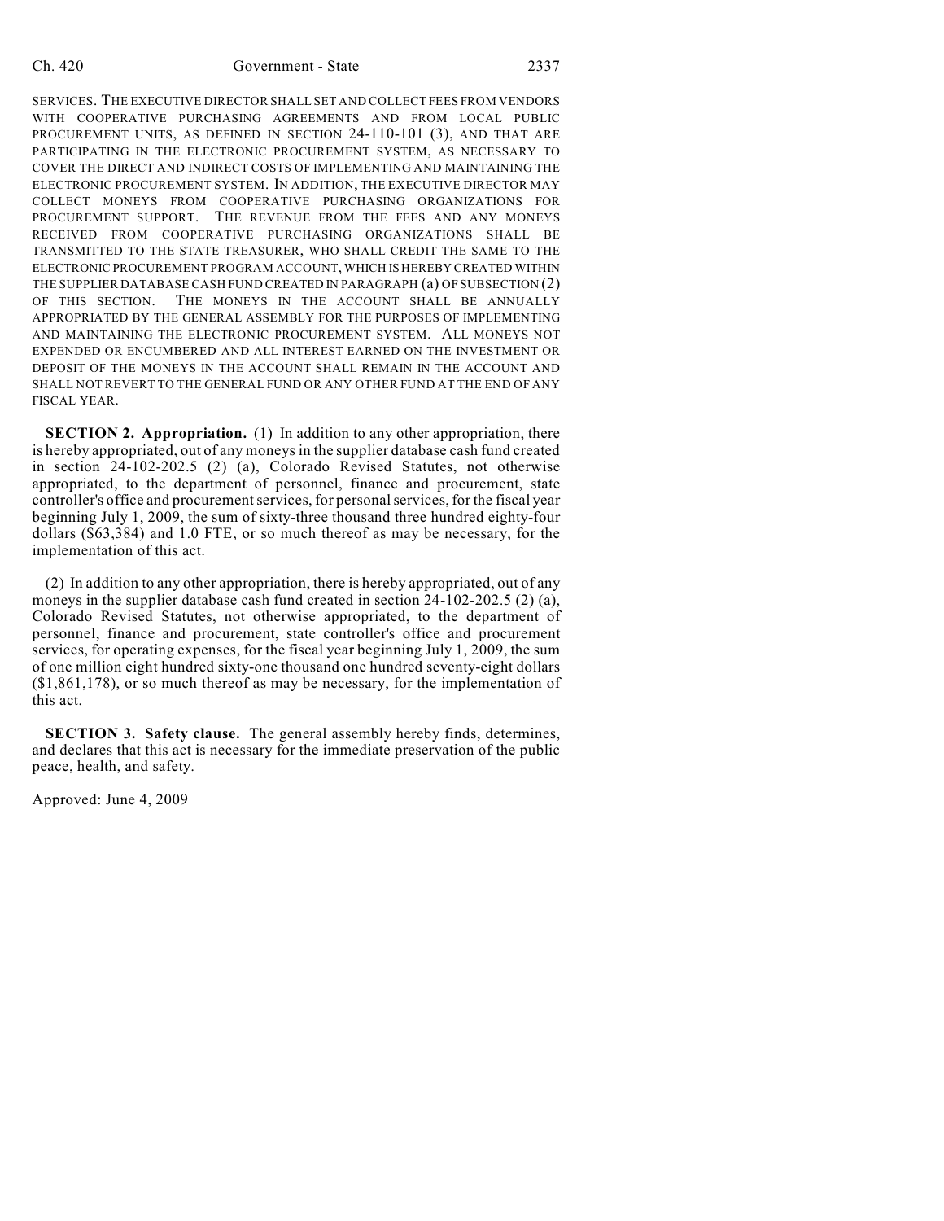SERVICES. THE EXECUTIVE DIRECTOR SHALL SET AND COLLECT FEES FROM VENDORS WITH COOPERATIVE PURCHASING AGREEMENTS AND FROM LOCAL PUBLIC PROCUREMENT UNITS, AS DEFINED IN SECTION 24-110-101 (3), AND THAT ARE PARTICIPATING IN THE ELECTRONIC PROCUREMENT SYSTEM, AS NECESSARY TO COVER THE DIRECT AND INDIRECT COSTS OF IMPLEMENTING AND MAINTAINING THE ELECTRONIC PROCUREMENT SYSTEM. IN ADDITION, THE EXECUTIVE DIRECTOR MAY COLLECT MONEYS FROM COOPERATIVE PURCHASING ORGANIZATIONS FOR PROCUREMENT SUPPORT. THE REVENUE FROM THE FEES AND ANY MONEYS RECEIVED FROM COOPERATIVE PURCHASING ORGANIZATIONS SHALL BE TRANSMITTED TO THE STATE TREASURER, WHO SHALL CREDIT THE SAME TO THE ELECTRONIC PROCUREMENT PROGRAM ACCOUNT, WHICH IS HEREBY CREATED WITHIN THE SUPPLIER DATABASE CASH FUND CREATED IN PARAGRAPH (a) OF SUBSECTION (2) OF THIS SECTION. THE MONEYS IN THE ACCOUNT SHALL BE ANNUALLY APPROPRIATED BY THE GENERAL ASSEMBLY FOR THE PURPOSES OF IMPLEMENTING AND MAINTAINING THE ELECTRONIC PROCUREMENT SYSTEM. ALL MONEYS NOT EXPENDED OR ENCUMBERED AND ALL INTEREST EARNED ON THE INVESTMENT OR DEPOSIT OF THE MONEYS IN THE ACCOUNT SHALL REMAIN IN THE ACCOUNT AND SHALL NOT REVERT TO THE GENERAL FUND OR ANY OTHER FUND AT THE END OF ANY FISCAL YEAR.

**SECTION 2. Appropriation.** (1) In addition to any other appropriation, there is hereby appropriated, out of any moneys in the supplier database cash fund created in section 24-102-202.5 (2) (a), Colorado Revised Statutes, not otherwise appropriated, to the department of personnel, finance and procurement, state controller's office and procurement services, for personal services, for the fiscal year beginning July 1, 2009, the sum of sixty-three thousand three hundred eighty-four dollars ($63,384) and 1.0 FTE, or so much thereof as may be necessary, for the implementation of this act.

(2) In addition to any other appropriation, there is hereby appropriated, out of any moneys in the supplier database cash fund created in section 24-102-202.5 (2) (a), Colorado Revised Statutes, not otherwise appropriated, to the department of personnel, finance and procurement, state controller's office and procurement services, for operating expenses, for the fiscal year beginning July 1, 2009, the sum of one million eight hundred sixty-one thousand one hundred seventy-eight dollars ($1,861,178), or so much thereof as may be necessary, for the implementation of this act.

**SECTION 3. Safety clause.** The general assembly hereby finds, determines, and declares that this act is necessary for the immediate preservation of the public peace, health, and safety.

Approved: June 4, 2009